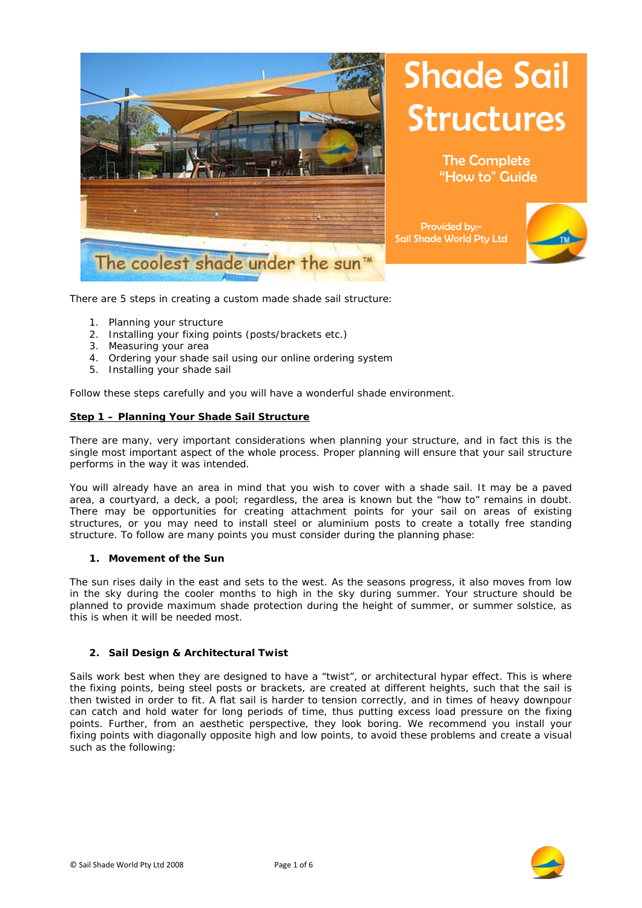# Shade Sail Structures

The Complete "How to" Guide

Provided by:- Sail Shade World Pty Ltd

There are 5 steps in creating a custom made shade sail structure:

1. Planning your structure
2. Installing your fixing points (posts/brackets etc.)
3. Measuring your area
4. Ordering your shade sail using our online ordering system
5. Installing your shade sail

Follow these steps carefully and you will have a wonderful shade environment.

## Step 1 – Planning Your Shade Sail Structure

There are many, very important considerations when planning your structure, and in fact this is the single most important aspect of the whole process. Proper planning will ensure that your sail structure performs in the way it was intended.

You will already have an area in mind that you wish to cover with a shade sail. It may be a paved area, a courtyard, a deck, a pool; regardless, the area is known but the "how to" remains in doubt. There may be opportunities for creating attachment points for your sail on areas of existing structures, or you may need to install steel or aluminium posts to create a totally free standing structure. To follow are many points you must consider during the planning phase:

### 1. Movement of the Sun

The sun rises daily in the east and sets to the west. As the seasons progress, it also moves from low in the sky during the cooler months to high in the sky during summer. Your structure should be planned to provide maximum shade protection during the height of summer, or summer solstice, as this is when it will be needed most.

### 2. Sail Design & Architectural Twist

Sails work best when they are designed to have a "twist", or architectural hypar effect. This is where the fixing points, being steel posts or brackets, are created at different heights, such that the sail is then twisted in order to fit. A flat sail is harder to tension correctly, and in times of heavy downpour can catch and hold water for long periods of time, thus putting excess load pressure on the fixing points. Further, from an aesthetic perspective, they look boring. We recommend you install your fixing points with diagonally opposite high and low points, to avoid these problems and create a visual such as the following: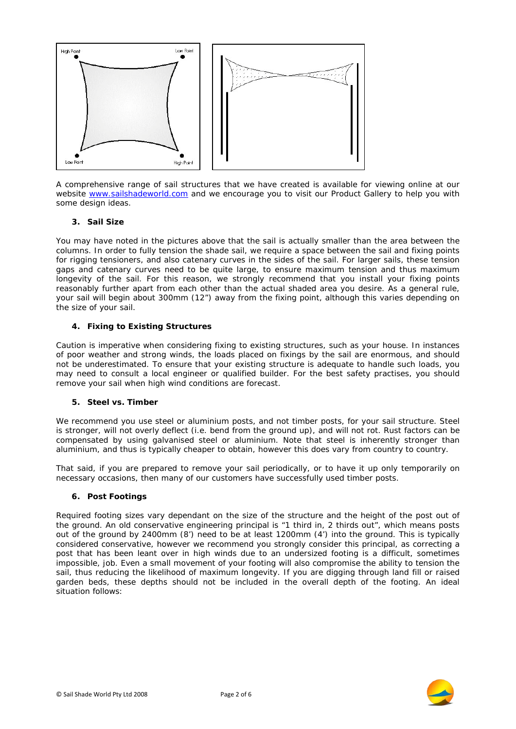A comprehensive range of sail structures that we have created is available for viewing online at our website [www.sailshadeworld.com](http://www.sailshadeworld.com) and we encourage you to visit our Product Gallery to help you with some design ideas.

### 3. Sail Size

You may have noted in the pictures above that the sail is actually smaller than the area between the columns. In order to fully tension the shade sail, we require a space between the sail and fixing points for rigging tensioners, and also catenary curves in the sides of the sail. For larger sails, these tension gaps and catenary curves need to be quite large, to ensure maximum tension and thus maximum longevity of the sail. For this reason, we strongly recommend that you install your fixing points reasonably further apart from each other than the actual shaded area you desire. As a general rule, your sail will begin about 300mm (12") away from the fixing point, although this varies depending on the size of your sail.

### 4. Fixing to Existing Structures

Caution is imperative when considering fixing to existing structures, such as your house. In instances of poor weather and strong winds, the loads placed on fixings by the sail are enormous, and should not be underestimated. To ensure that your existing structure is adequate to handle such loads, you may need to consult a local engineer or qualified builder. For the best safety practises, you should remove your sail when high wind conditions are forecast.

### 5. Steel vs. Timber

We recommend you use steel or aluminium posts, and not timber posts, for your sail structure. Steel is stronger, will not overly deflect (i.e. bend from the ground up), and will not rot. Rust factors can be compensated by using galvanised steel or aluminium. Note that steel is inherently stronger than aluminium, and thus is typically cheaper to obtain, however this does vary from country to country.

That said, if you are prepared to remove your sail periodically, or to have it up only temporarily on necessary occasions, then many of our customers have successfully used timber posts.

### 6. Post Footings

Required footing sizes vary dependant on the size of the structure and the height of the post out of the ground. An old conservative engineering principal is "1 third in, 2 thirds out", which means posts out of the ground by 2400mm (8') need to be at least 1200mm (4') into the ground. This is typically considered conservative, however we recommend you strongly consider this principal, as correcting a post that has been leant over in high winds due to an undersized footing is a difficult, sometimes impossible, job. Even a small movement of your footing will also compromise the ability to tension the sail, thus reducing the likelihood of maximum longevity. If you are digging through land fill or raised garden beds, these depths should not be included in the overall depth of the footing. An ideal situation follows: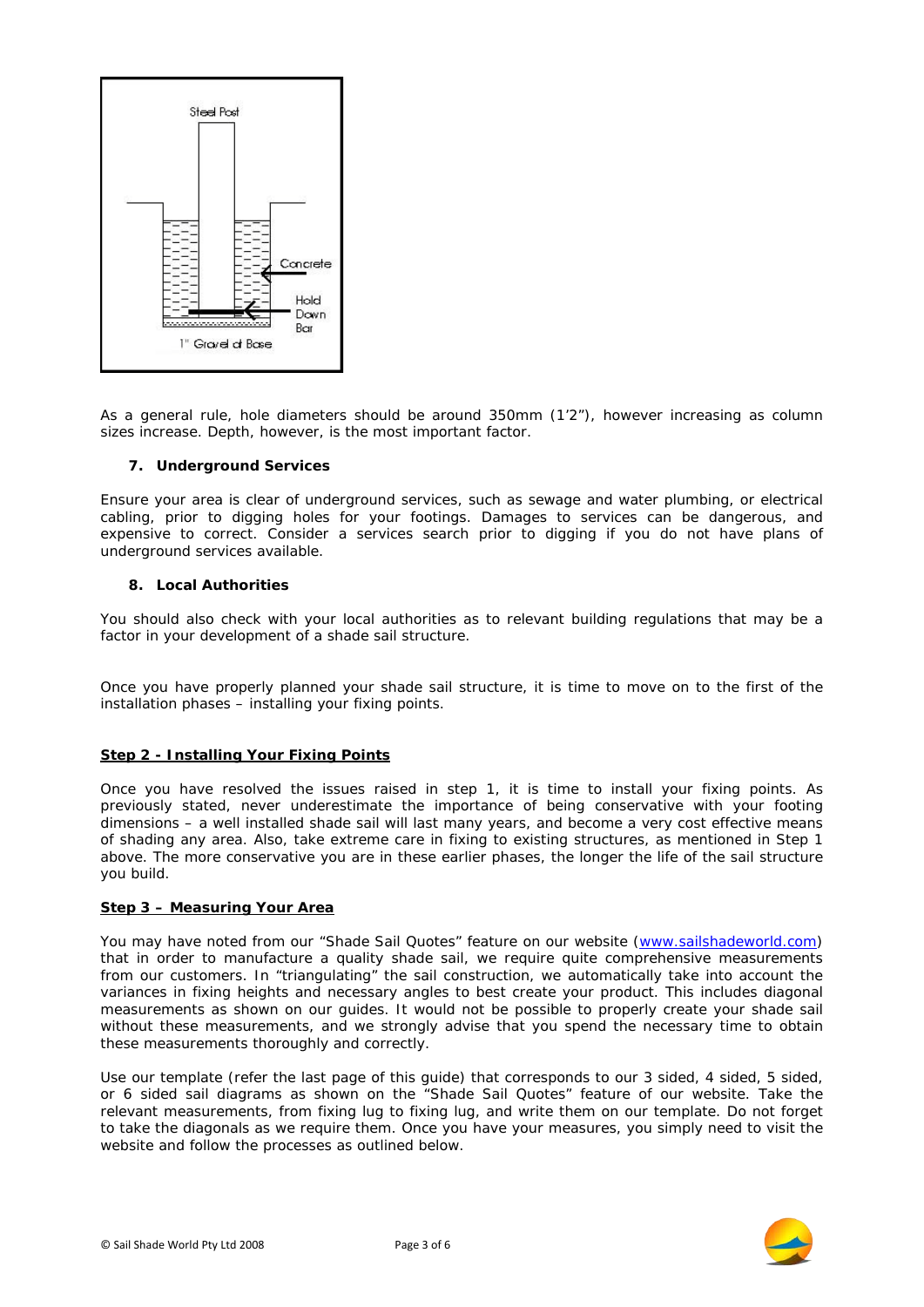As a general rule, hole diameters should be around 350mm (1'2"), however increasing as column sizes increase. Depth, however, is the most important factor.

**7. Underground Services**

Ensure your area is clear of underground services, such as sewage and water plumbing, or electrical cabling, prior to digging holes for your footings. Damages to services can be dangerous, and expensive to correct. Consider a services search prior to digging if you do not have plans of underground services available.

**8. Local Authorities**

You should also check with your local authorities as to relevant building regulations that may be a factor in your development of a shade sail structure.

Once you have properly planned your shade sail structure, it is time to move on to the first of the installation phases – installing your fixing points.

**Step 2 - Installing Your Fixing Points**

Once you have resolved the issues raised in step 1, it is time to install your fixing points. As previously stated, never underestimate the importance of being conservative with your footing dimensions – a well installed shade sail will last many years, and become a very cost effective means of shading any area. Also, take extreme care in fixing to existing structures, as mentioned in Step 1 above. The more conservative you are in these earlier phases, the longer the life of the sail structure you build.

**Step 3 – Measuring Your Area**

You may have noted from our "Shade Sail Quotes" feature on our website (www.sailshadeworld.com) that in order to manufacture a quality shade sail, we require quite comprehensive measurements from our customers. In "triangulating" the sail construction, we automatically take into account the variances in fixing heights and necessary angles to best create your product. This includes diagonal measurements as shown on our guides. It would not be possible to properly create your shade sail without these measurements, and we strongly advise that you spend the necessary time to obtain these measurements thoroughly and correctly.

Use our template (refer the last page of this guide) that corresponds to our 3 sided, 4 sided, 5 sided, or 6 sided sail diagrams as shown on the "Shade Sail Quotes" feature of our website. Take the relevant measurements, from fixing lug to fixing lug, and write them on our template. Do not forget to take the diagonals as we require them. Once you have your measures, you simply need to visit the website and follow the processes as outlined below.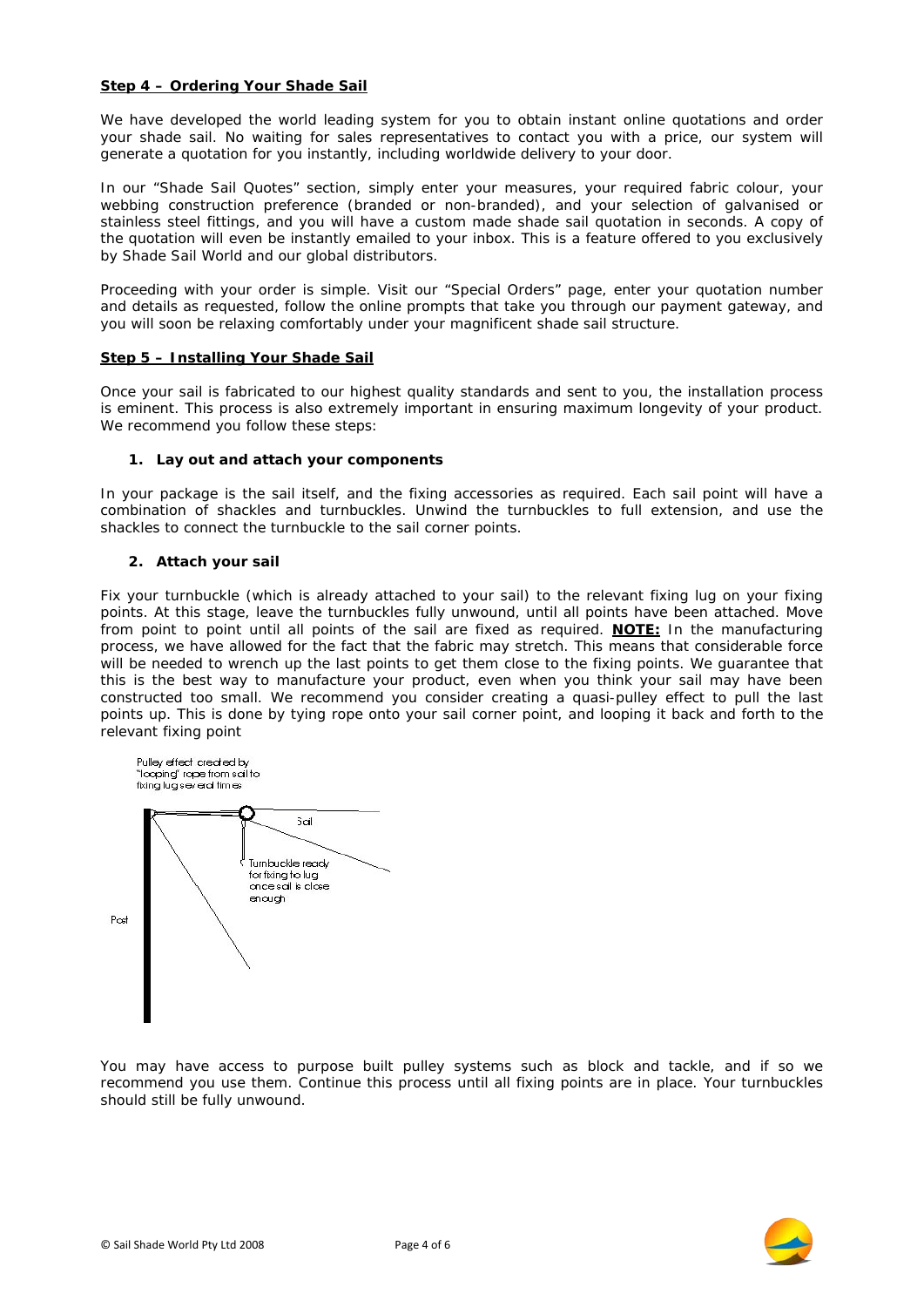**Step 4 – Ordering Your Shade Sail**

We have developed the world leading system for you to obtain instant online quotations and order your shade sail. No waiting for sales representatives to contact you with a price, our system will generate a quotation for you instantly, including worldwide delivery to your door.

In our "Shade Sail Quotes" section, simply enter your measures, your required fabric colour, your webbing construction preference (branded or non-branded), and your selection of galvanised or stainless steel fittings, and you will have a custom made shade sail quotation in seconds. A copy of the quotation will even be instantly emailed to your inbox. This is a feature offered to you exclusively by Shade Sail World and our global distributors.

Proceeding with your order is simple. Visit our "Special Orders" page, enter your quotation number and details as requested, follow the online prompts that take you through our payment gateway, and you will soon be relaxing comfortably under your magnificent shade sail structure.

**Step 5 – Installing Your Shade Sail**

Once your sail is fabricated to our highest quality standards and sent to you, the installation process is eminent. This process is also extremely important in ensuring maximum longevity of your product. We recommend you follow these steps:

1. **Lay out and attach your components**

In your package is the sail itself, and the fixing accessories as required. Each sail point will have a combination of shackles and turnbuckles. Unwind the turnbuckles to full extension, and use the shackles to connect the turnbuckle to the sail corner points.

2. **Attach your sail**

Fix your turnbuckle (which is already attached to your sail) to the relevant fixing lug on your fixing points. At this stage, leave the turnbuckles fully unwound, until all points have been attached. Move from point to point until all points of the sail are fixed as required. **NOTE:** In the manufacturing process, we have allowed for the fact that the fabric may stretch. This means that considerable force will be needed to wrench up the last points to get them close to the fixing points. We guarantee that this is the best way to manufacture your product, even when you think your sail may have been constructed too small. We recommend you consider creating a quasi-pulley effect to pull the last points up. This is done by tying rope onto your sail corner point, and looping it back and forth to the relevant fixing point

Pulley effect created by "looping" rope from sail to fixing lug several times

Sail

Turnbuckle ready for fixing to lug once sail is close enough

Post

You may have access to purpose built pulley systems such as block and tackle, and if so we recommend you use them. Continue this process until all fixing points are in place. Your turnbuckles should still be fully unwound.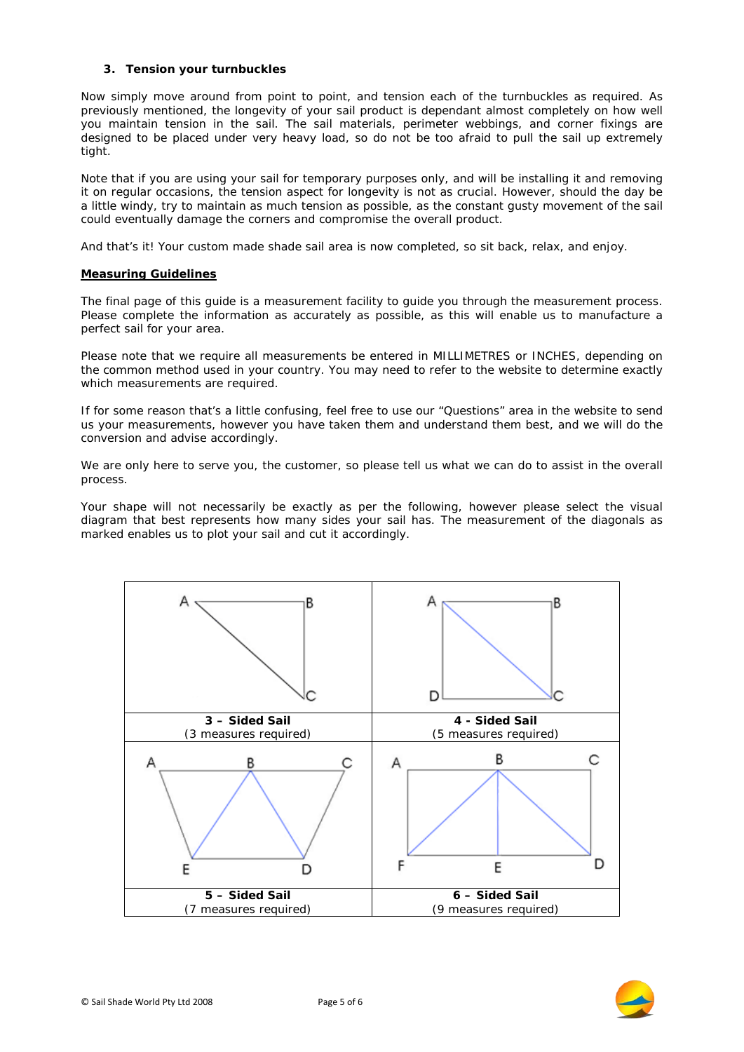### 3. Tension your turnbuckles

Now simply move around from point to point, and tension each of the turnbuckles as required. As previously mentioned, the longevity of your sail product is dependant almost completely on how well you maintain tension in the sail. The sail materials, perimeter webbings, and corner fixings are designed to be placed under very heavy load, so do not be too afraid to pull the sail up extremely tight.

Note that if you are using your sail for temporary purposes only, and will be installing it and removing it on regular occasions, the tension aspect for longevity is not as crucial. However, should the day be a little windy, try to maintain as much tension as possible, as the constant gusty movement of the sail could eventually damage the corners and compromise the overall product.

And that's it! Your custom made shade sail area is now completed, so sit back, relax, and enjoy.

**Measuring Guidelines**

The final page of this guide is a measurement facility to guide you through the measurement process. Please complete the information as accurately as possible, as this will enable us to manufacture a perfect sail for your area.

Please note that we require all measurements be entered in MILLIMETRES or INCHES, depending on the common method used in your country. You may need to refer to the website to determine exactly which measurements are required.

If for some reason that's a little confusing, feel free to use our "Questions" area in the website to send us your measurements, however you have taken them and understand them best, and we will do the conversion and advise accordingly.

We are only here to serve you, the customer, so please tell us what we can do to assist in the overall process.

Your shape will not necessarily be exactly as per the following, however please select the visual diagram that best represents how many sides your sail has. The measurement of the diagonals as marked enables us to plot your sail and cut it accordingly.

| | |
|---|---|
| A, B, C | A, B, C, D |
| **3 – Sided Sail** (3 measures required) | **4 - Sided Sail** (5 measures required) |
| A, B, C, D, E | A, B, C, D, E, F |
| **5 – Sided Sail** (7 measures required) | **6 – Sided Sail** (9 measures required) |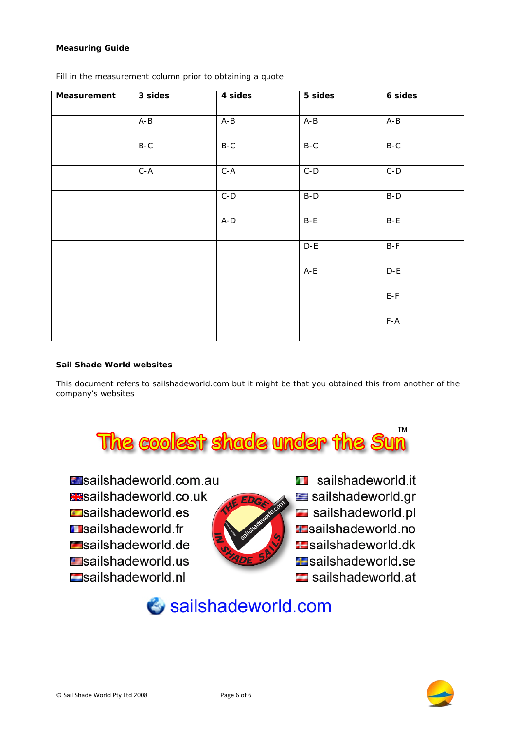**Measuring Guide**

Fill in the measurement column prior to obtaining a quote

| Measurement | 3 sides | 4 sides | 5 sides | 6 sides |
|---|---|---|---|---|
| | A-B | A-B | A-B | A-B |
| | B-C | B-C | B-C | B-C |
| | C-A | C-A | C-D | C-D |
| | | C-D | B-D | B-D |
| | | A-D | B-E | B-E |
| | | | D-E | B-F |
| | | | A-E | D-E |
| | | | | E-F |
| | | | | F-A |

**Sail Shade World websites**

This document refers to sailshadeworld.com but it might be that you obtained this from another of the company's websites

The coolest shade under the Sun™

sailshadeworld.com.au
sailshadeworld.co.uk
sailshadeworld.es
sailshadeworld.fr
sailshadeworld.de
sailshadeworld.us
sailshadeworld.nl

THE EDGE IN SHADE SAILS sailshadeworld.com

sailshadeworld.it
sailshadeworld.gr
sailshadeworld.pl
sailshadeworld.no
sailshadeworld.dk
sailshadeworld.se
sailshadeworld.at

sailshadeworld.com

© Sail Shade World Pty Ltd 2008